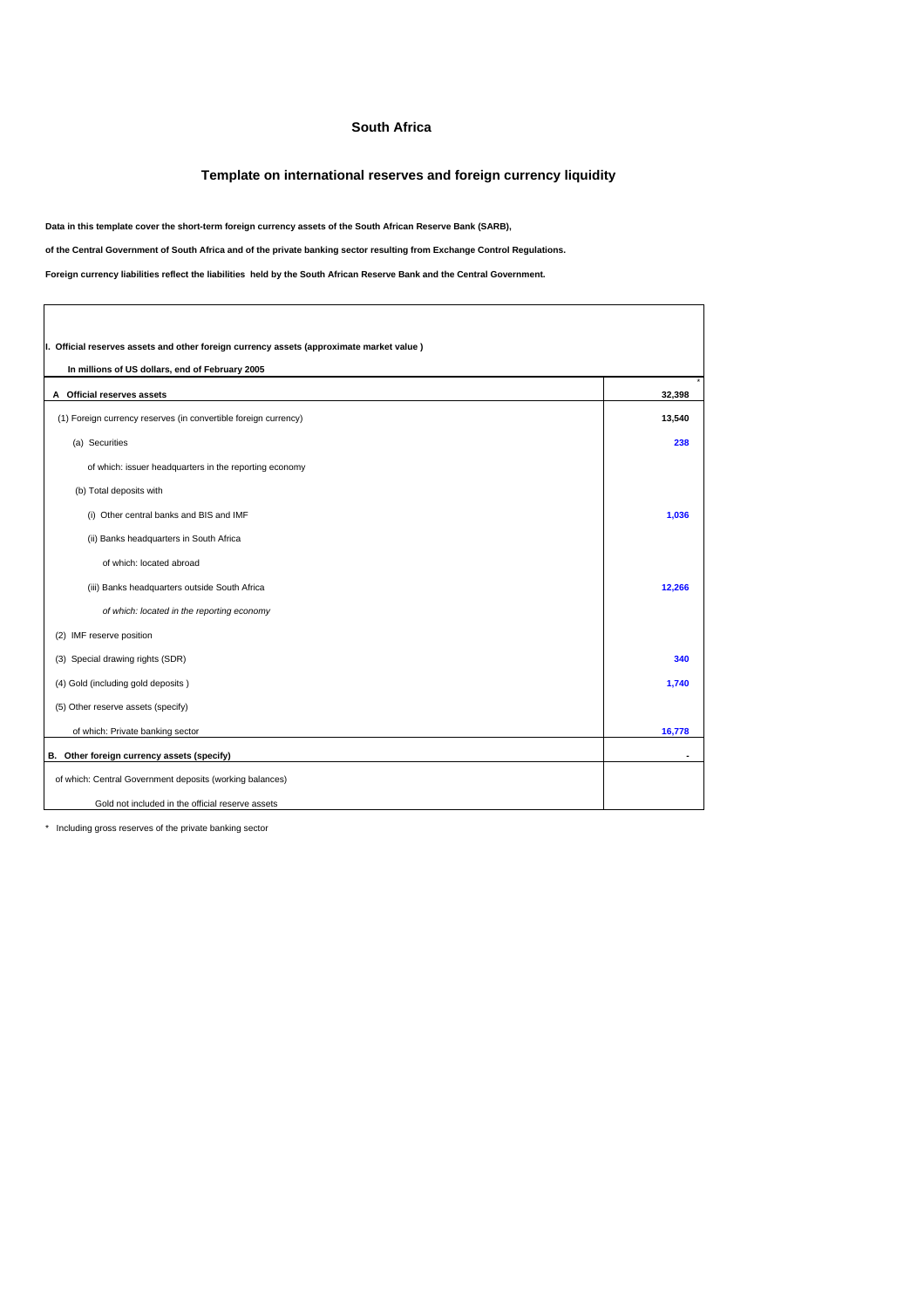# South Africa

## Template on international reserves and foreign currency liquidity

**Data in this template cover the short-term foreign currency assets of the South African Reserve Bank (SARB),**

**of the Central Government of South Africa and of the private banking sector resulting from Exchange Control Regulations.**

**Foreign currency liabilities reflect the liabilities held by the South African Reserve Bank and the Central Government.**

| **I. Official reserves assets and other foreign currency assets (approximate market value )** | |
|---|---|
| **In millions of US dollars, end of February 2005** | |
| **A Official reserves assets** | * **32,398** |
| (1) Foreign currency reserves (in convertible foreign currency) | **13,540** |
| (a) Securities | **238** |
| of which: issuer headquarters in the reporting economy | |
| (b) Total deposits with | |
| (i) Other central banks and BIS and IMF | **1,036** |
| (ii) Banks headquarters in South Africa | |
| of which: located abroad | |
| (iii) Banks headquarters outside South Africa | **12,266** |
| *of which: located in the reporting economy* | |
| (2) IMF reserve position | |
| (3) Special drawing rights (SDR) | **340** |
| (4) Gold (including gold deposits ) | **1,740** |
| (5) Other reserve assets (specify) | |
| of which: Private banking sector | **16,778** |
| **B. Other foreign currency assets (specify)** | **-** |
| of which: Central Government deposits (working balances) | |
| Gold not included in the official reserve assets | |

* Including gross reserves of the private banking sector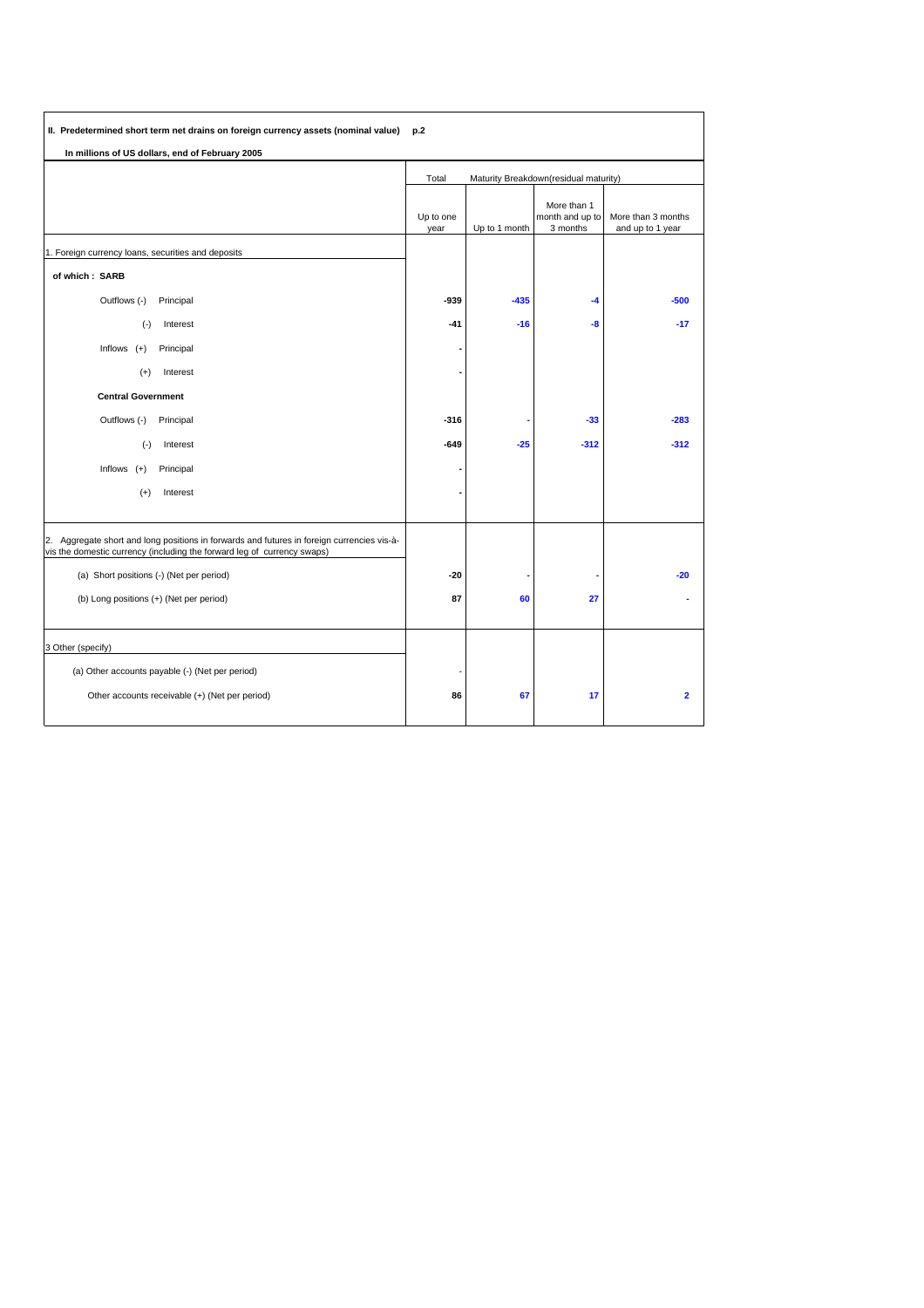## II. Predetermined short term net drains on foreign currency assets (nominal value) p.2

**In millions of US dollars, end of February 2005**

| | Total | Maturity Breakdown(residual maturity) | | |
|---|---|---|---|---|
| | Up to one year | Up to 1 month | More than 1 month and up to 3 months | More than 3 months and up to 1 year |
| 1. Foreign currency loans, securities and deposits | | | | |
| **of which : SARB** | | | | |
| Outflows (-) Principal | **-939** | **-435** | **-4** | **-500** |
| (-) Interest | **-41** | **-16** | **-8** | **-17** |
| Inflows (+) Principal | **-** | | | |
| (+) Interest | **-** | | | |
| **Central Government** | | | | |
| Outflows (-) Principal | **-316** | **-** | **-33** | **-283** |
| (-) Interest | **-649** | **-25** | **-312** | **-312** |
| Inflows (+) Principal | **-** | | | |
| (+) Interest | **-** | | | |
| 2. Aggregate short and long positions in forwards and futures in foreign currencies vis-à-vis the domestic currency (including the forward leg of currency swaps) | | | | |
| (a) Short positions (-) (Net per period) | **-20** | **-** | **-** | **-20** |
| (b) Long positions (+) (Net per period) | **87** | **60** | **27** | **-** |
| 3 Other (specify) | | | | |
| (a) Other accounts payable (-) (Net per period) | - | | | |
| Other accounts receivable (+) (Net per period) | **86** | **67** | **17** | **2** |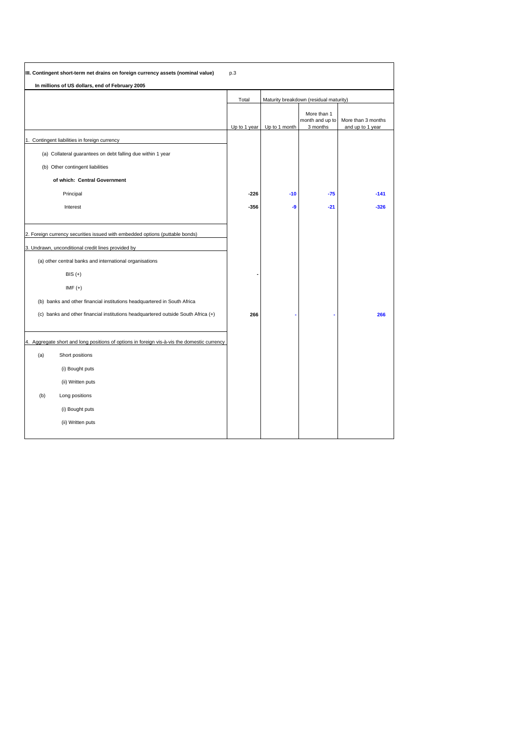**III. Contingent short-term net drains on foreign currency assets (nominal value)** p.3

**In millions of US dollars, end of February 2005**

| | Total | Maturity breakdown (residual maturity) | | |
|---|---|---|---|---|
| | Up to 1 year | Up to 1 month | More than 1 month and up to 3 months | More than 3 months and up to 1 year |
| 1. Contingent liabilities in foreign currency | | | | |
| (a) Collateral guarantees on debt falling due within 1 year | | | | |
| (b) Other contingent liabilities | | | | |
| **of which: Central Government** | | | | |
| Principal | **-226** | **-10** | **-75** | **-141** |
| Interest | **-356** | **-9** | **-21** | **-326** |
| 2. Foreign currency securities issued with embedded options (puttable bonds) | | | | |
| 3. Undrawn, unconditional credit lines provided by | | | | |
| (a) other central banks and international organisations | | | | |
| BIS (+) | - | | | |
| IMF (+) | | | | |
| (b) banks and other financial institutions headquartered in South Africa | | | | |
| (c) banks and other financial institutions headquartered outside South Africa (+) | **266** | - | - | **266** |
| 4. Aggregate short and long positions of options in foreign vis-à-vis the domestic currency | | | | |
| (a) Short positions | | | | |
| (i) Bought puts | | | | |
| (ii) Written puts | | | | |
| (b) Long positions | | | | |
| (i) Bought puts | | | | |
| (ii) Written puts | | | | |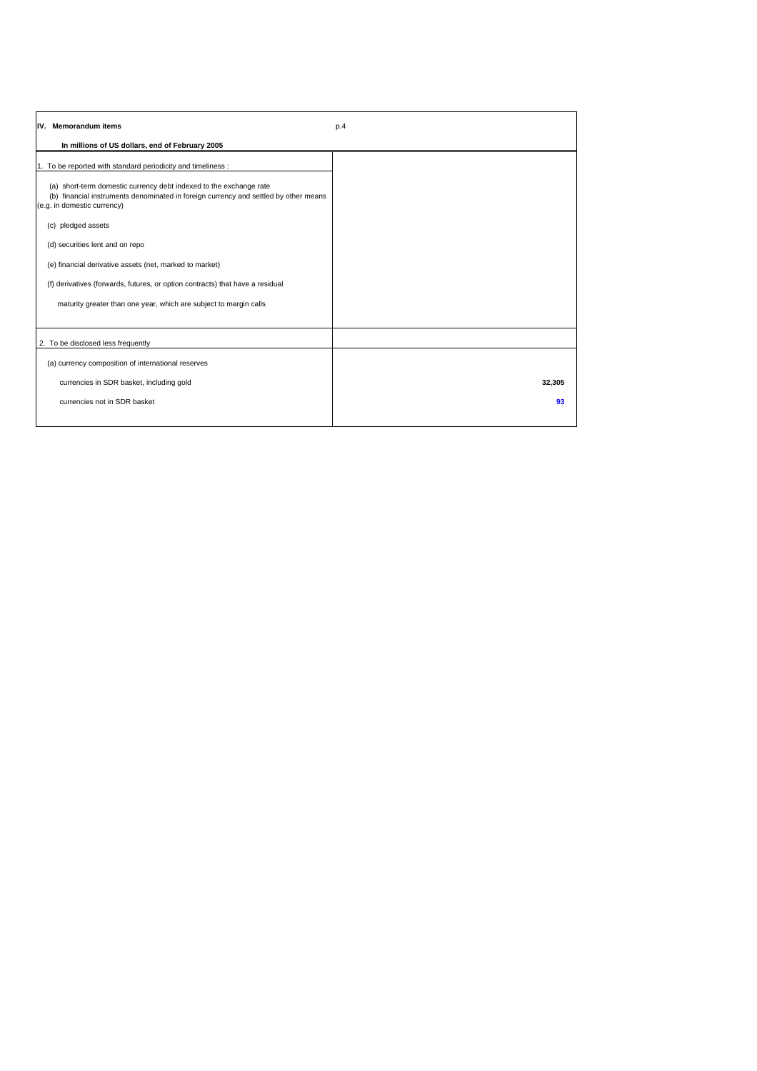| IV. Memorandum items | p.4 |
|---|---|
| **In millions of US dollars, end of February 2005** | |
| 1. To be reported with standard periodicity and timeliness : | |
| (a) short-term domestic currency debt indexed to the exchange rate | |
| (b) financial instruments denominated in foreign currency and settled by other means (e.g. in domestic currency) | |
| (c) pledged assets | |
| (d) securities lent and on repo | |
| (e) financial derivative assets (net, marked to market) | |
| (f) derivatives (forwards, futures, or option contracts) that have a residual maturity greater than one year, which are subject to margin calls | |
| 2. To be disclosed less frequently | |
| (a) currency composition of international reserves | |
| currencies in SDR basket, including gold | **32,305** |
| currencies not in SDR basket | **93** |